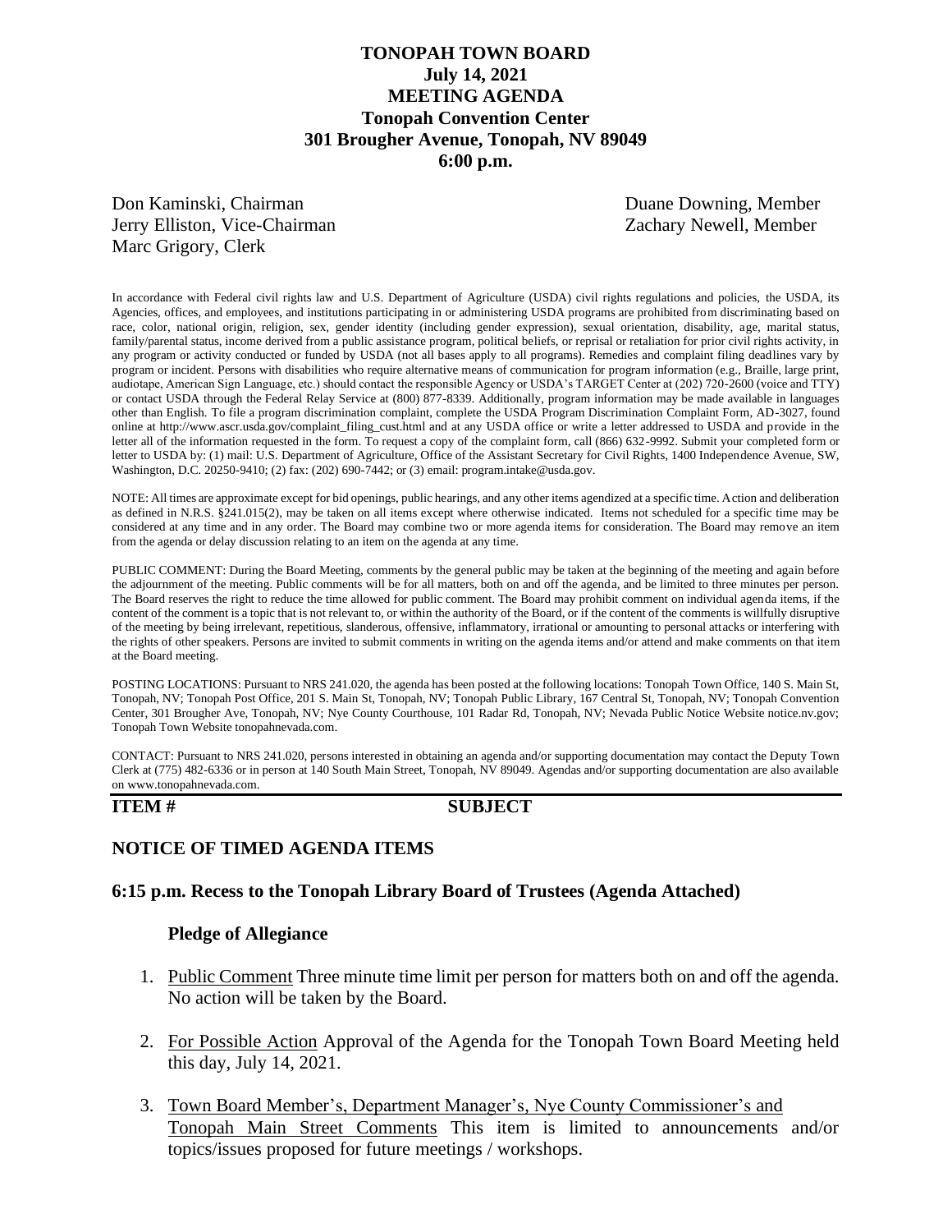# TONOPAH TOWN BOARD
## July 14, 2021
## MEETING AGENDA
## Tonopah Convention Center
## 301 Brougher Avenue, Tonopah, NV 89049
## 6:00 p.m.

Don Kaminski, Chairman
Jerry Elliston, Vice-Chairman
Marc Grigory, Clerk
Duane Downing, Member
Zachary Newell, Member

In accordance with Federal civil rights law and U.S. Department of Agriculture (USDA) civil rights regulations and policies, the USDA, its Agencies, offices, and employees, and institutions participating in or administering USDA programs are prohibited from discriminating based on race, color, national origin, religion, sex, gender identity (including gender expression), sexual orientation, disability, age, marital status, family/parental status, income derived from a public assistance program, political beliefs, or reprisal or retaliation for prior civil rights activity, in any program or activity conducted or funded by USDA (not all bases apply to all programs). Remedies and complaint filing deadlines vary by program or incident. Persons with disabilities who require alternative means of communication for program information (e.g., Braille, large print, audiotape, American Sign Language, etc.) should contact the responsible Agency or USDA's TARGET Center at (202) 720-2600 (voice and TTY) or contact USDA through the Federal Relay Service at (800) 877-8339. Additionally, program information may be made available in languages other than English. To file a program discrimination complaint, complete the USDA Program Discrimination Complaint Form, AD-3027, found online at http://www.ascr.usda.gov/complaint_filing_cust.html and at any USDA office or write a letter addressed to USDA and provide in the letter all of the information requested in the form. To request a copy of the complaint form, call (866) 632-9992. Submit your completed form or letter to USDA by: (1) mail: U.S. Department of Agriculture, Office of the Assistant Secretary for Civil Rights, 1400 Independence Avenue, SW, Washington, D.C. 20250-9410; (2) fax: (202) 690-7442; or (3) email: program.intake@usda.gov.

NOTE: All times are approximate except for bid openings, public hearings, and any other items agendized at a specific time. Action and deliberation as defined in N.R.S. §241.015(2), may be taken on all items except where otherwise indicated. Items not scheduled for a specific time may be considered at any time and in any order. The Board may combine two or more agenda items for consideration. The Board may remove an item from the agenda or delay discussion relating to an item on the agenda at any time.

PUBLIC COMMENT: During the Board Meeting, comments by the general public may be taken at the beginning of the meeting and again before the adjournment of the meeting. Public comments will be for all matters, both on and off the agenda, and be limited to three minutes per person. The Board reserves the right to reduce the time allowed for public comment. The Board may prohibit comment on individual agenda items, if the content of the comment is a topic that is not relevant to, or within the authority of the Board, or if the content of the comments is willfully disruptive of the meeting by being irrelevant, repetitious, slanderous, offensive, inflammatory, irrational or amounting to personal attacks or interfering with the rights of other speakers. Persons are invited to submit comments in writing on the agenda items and/or attend and make comments on that item at the Board meeting.

POSTING LOCATIONS: Pursuant to NRS 241.020, the agenda has been posted at the following locations: Tonopah Town Office, 140 S. Main St, Tonopah, NV; Tonopah Post Office, 201 S. Main St, Tonopah, NV; Tonopah Public Library, 167 Central St, Tonopah, NV; Tonopah Convention Center, 301 Brougher Ave, Tonopah, NV; Nye County Courthouse, 101 Radar Rd, Tonopah, NV; Nevada Public Notice Website notice.nv.gov; Tonopah Town Website tonopahnevada.com.

CONTACT: Pursuant to NRS 241.020, persons interested in obtaining an agenda and/or supporting documentation may contact the Deputy Town Clerk at (775) 482-6336 or in person at 140 South Main Street, Tonopah, NV 89049. Agendas and/or supporting documentation are also available on www.tonopahnevada.com.

**ITEM # SUBJECT**

**NOTICE OF TIMED AGENDA ITEMS**

**6:15 p.m. Recess to the Tonopah Library Board of Trustees (Agenda Attached)**

**Pledge of Allegiance**

1. Public Comment Three minute time limit per person for matters both on and off the agenda. No action will be taken by the Board.

2. For Possible Action Approval of the Agenda for the Tonopah Town Board Meeting held this day, July 14, 2021.

3. Town Board Member's, Department Manager's, Nye County Commissioner's and Tonopah Main Street Comments This item is limited to announcements and/or topics/issues proposed for future meetings / workshops.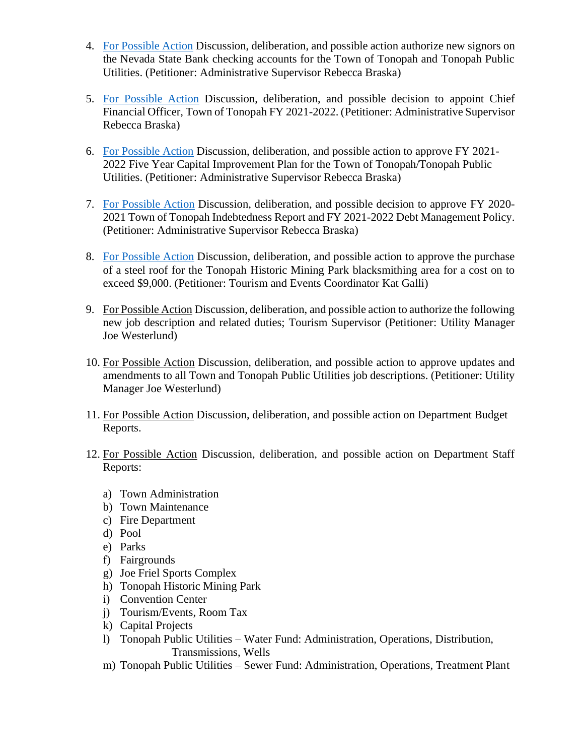4. For Possible Action Discussion, deliberation, and possible action authorize new signors on the Nevada State Bank checking accounts for the Town of Tonopah and Tonopah Public Utilities. (Petitioner: Administrative Supervisor Rebecca Braska)

5. For Possible Action Discussion, deliberation, and possible decision to appoint Chief Financial Officer, Town of Tonopah FY 2021-2022. (Petitioner: Administrative Supervisor Rebecca Braska)

6. For Possible Action Discussion, deliberation, and possible action to approve FY 2021-2022 Five Year Capital Improvement Plan for the Town of Tonopah/Tonopah Public Utilities. (Petitioner: Administrative Supervisor Rebecca Braska)

7. For Possible Action Discussion, deliberation, and possible decision to approve FY 2020-2021 Town of Tonopah Indebtedness Report and FY 2021-2022 Debt Management Policy. (Petitioner: Administrative Supervisor Rebecca Braska)

8. For Possible Action Discussion, deliberation, and possible action to approve the purchase of a steel roof for the Tonopah Historic Mining Park blacksmithing area for a cost on to exceed $9,000. (Petitioner: Tourism and Events Coordinator Kat Galli)

9. For Possible Action Discussion, deliberation, and possible action to authorize the following new job description and related duties; Tourism Supervisor (Petitioner: Utility Manager Joe Westerlund)

10. For Possible Action Discussion, deliberation, and possible action to approve updates and amendments to all Town and Tonopah Public Utilities job descriptions. (Petitioner: Utility Manager Joe Westerlund)

11. For Possible Action Discussion, deliberation, and possible action on Department Budget Reports.

12. For Possible Action Discussion, deliberation, and possible action on Department Staff Reports:

    a) Town Administration
    b) Town Maintenance
    c) Fire Department
    d) Pool
    e) Parks
    f) Fairgrounds
    g) Joe Friel Sports Complex
    h) Tonopah Historic Mining Park
    i) Convention Center
    j) Tourism/Events, Room Tax
    k) Capital Projects
    l) Tonopah Public Utilities – Water Fund: Administration, Operations, Distribution, Transmissions, Wells
    m) Tonopah Public Utilities – Sewer Fund: Administration, Operations, Treatment Plant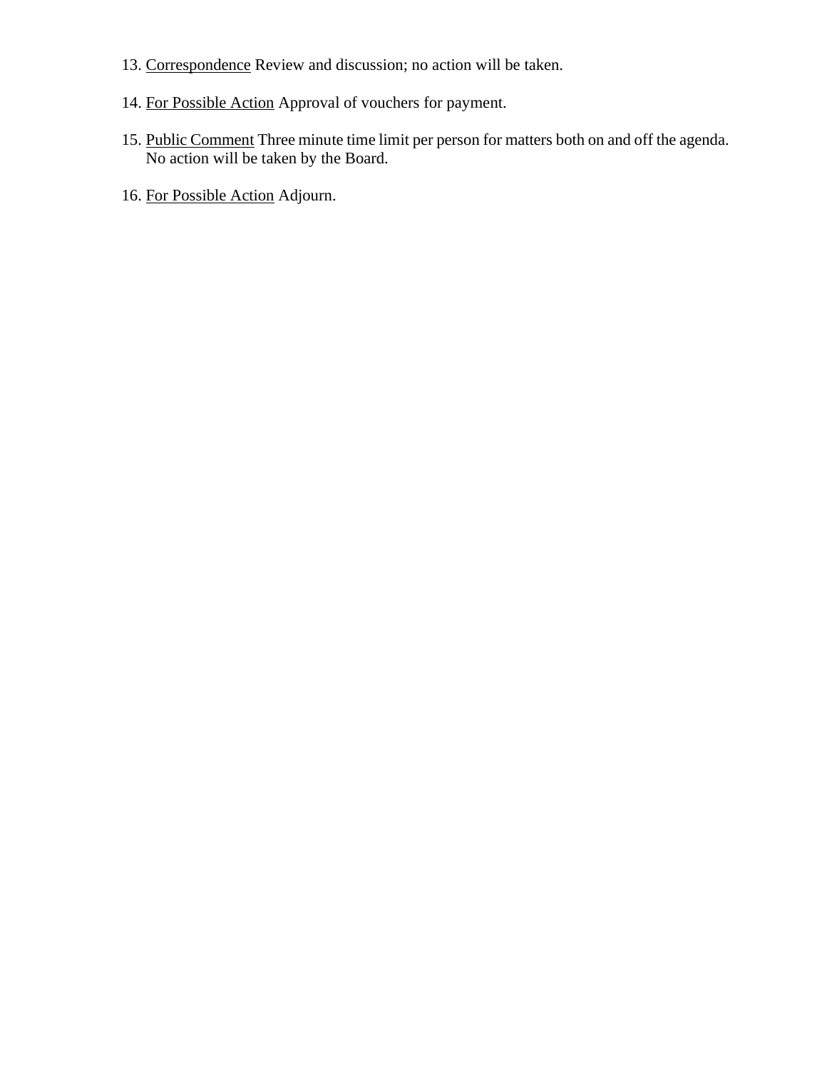13. Correspondence Review and discussion; no action will be taken.

14. For Possible Action Approval of vouchers for payment.

15. Public Comment Three minute time limit per person for matters both on and off the agenda. No action will be taken by the Board.

16. For Possible Action Adjourn.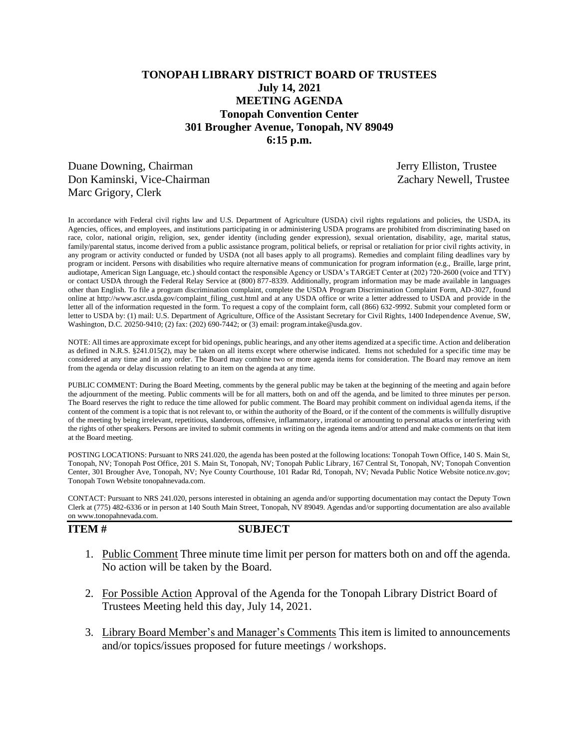# TONOPAH LIBRARY DISTRICT BOARD OF TRUSTEES
## July 14, 2021
## MEETING AGENDA
## Tonopah Convention Center
## 301 Brougher Avenue, Tonopah, NV 89049
## 6:15 p.m.

Duane Downing, Chairman
Don Kaminski, Vice-Chairman
Marc Grigory, Clerk
Jerry Elliston, Trustee
Zachary Newell, Trustee

In accordance with Federal civil rights law and U.S. Department of Agriculture (USDA) civil rights regulations and policies, the USDA, its Agencies, offices, and employees, and institutions participating in or administering USDA programs are prohibited from discriminating based on race, color, national origin, religion, sex, gender identity (including gender expression), sexual orientation, disability, age, marital status, family/parental status, income derived from a public assistance program, political beliefs, or reprisal or retaliation for prior civil rights activity, in any program or activity conducted or funded by USDA (not all bases apply to all programs). Remedies and complaint filing deadlines vary by program or incident. Persons with disabilities who require alternative means of communication for program information (e.g., Braille, large print, audiotape, American Sign Language, etc.) should contact the responsible Agency or USDA's TARGET Center at (202) 720-2600 (voice and TTY) or contact USDA through the Federal Relay Service at (800) 877-8339. Additionally, program information may be made available in languages other than English. To file a program discrimination complaint, complete the USDA Program Discrimination Complaint Form, AD-3027, found online at http://www.ascr.usda.gov/complaint_filing_cust.html and at any USDA office or write a letter addressed to USDA and provide in the letter all of the information requested in the form. To request a copy of the complaint form, call (866) 632-9992. Submit your completed form or letter to USDA by: (1) mail: U.S. Department of Agriculture, Office of the Assistant Secretary for Civil Rights, 1400 Independence Avenue, SW, Washington, D.C. 20250-9410; (2) fax: (202) 690-7442; or (3) email: program.intake@usda.gov.

NOTE: All times are approximate except for bid openings, public hearings, and any other items agendized at a specific time. Action and deliberation as defined in N.R.S. §241.015(2), may be taken on all items except where otherwise indicated. Items not scheduled for a specific time may be considered at any time and in any order. The Board may combine two or more agenda items for consideration. The Board may remove an item from the agenda or delay discussion relating to an item on the agenda at any time.

PUBLIC COMMENT: During the Board Meeting, comments by the general public may be taken at the beginning of the meeting and again before the adjournment of the meeting. Public comments will be for all matters, both on and off the agenda, and be limited to three minutes per person. The Board reserves the right to reduce the time allowed for public comment. The Board may prohibit comment on individual agenda items, if the content of the comment is a topic that is not relevant to, or within the authority of the Board, or if the content of the comments is willfully disruptive of the meeting by being irrelevant, repetitious, slanderous, offensive, inflammatory, irrational or amounting to personal attacks or interfering with the rights of other speakers. Persons are invited to submit comments in writing on the agenda items and/or attend and make comments on that item at the Board meeting.

POSTING LOCATIONS: Pursuant to NRS 241.020, the agenda has been posted at the following locations: Tonopah Town Office, 140 S. Main St, Tonopah, NV; Tonopah Post Office, 201 S. Main St, Tonopah, NV; Tonopah Public Library, 167 Central St, Tonopah, NV; Tonopah Convention Center, 301 Brougher Ave, Tonopah, NV; Nye County Courthouse, 101 Radar Rd, Tonopah, NV; Nevada Public Notice Website notice.nv.gov; Tonopah Town Website tonopahnevada.com.

CONTACT: Pursuant to NRS 241.020, persons interested in obtaining an agenda and/or supporting documentation may contact the Deputy Town Clerk at (775) 482-6336 or in person at 140 South Main Street, Tonopah, NV 89049. Agendas and/or supporting documentation are also available on www.tonopahnevada.com.

**ITEM #** **SUBJECT**

1. Public Comment Three minute time limit per person for matters both on and off the agenda. No action will be taken by the Board.

2. For Possible Action Approval of the Agenda for the Tonopah Library District Board of Trustees Meeting held this day, July 14, 2021.

3. Library Board Member's and Manager's Comments This item is limited to announcements and/or topics/issues proposed for future meetings / workshops.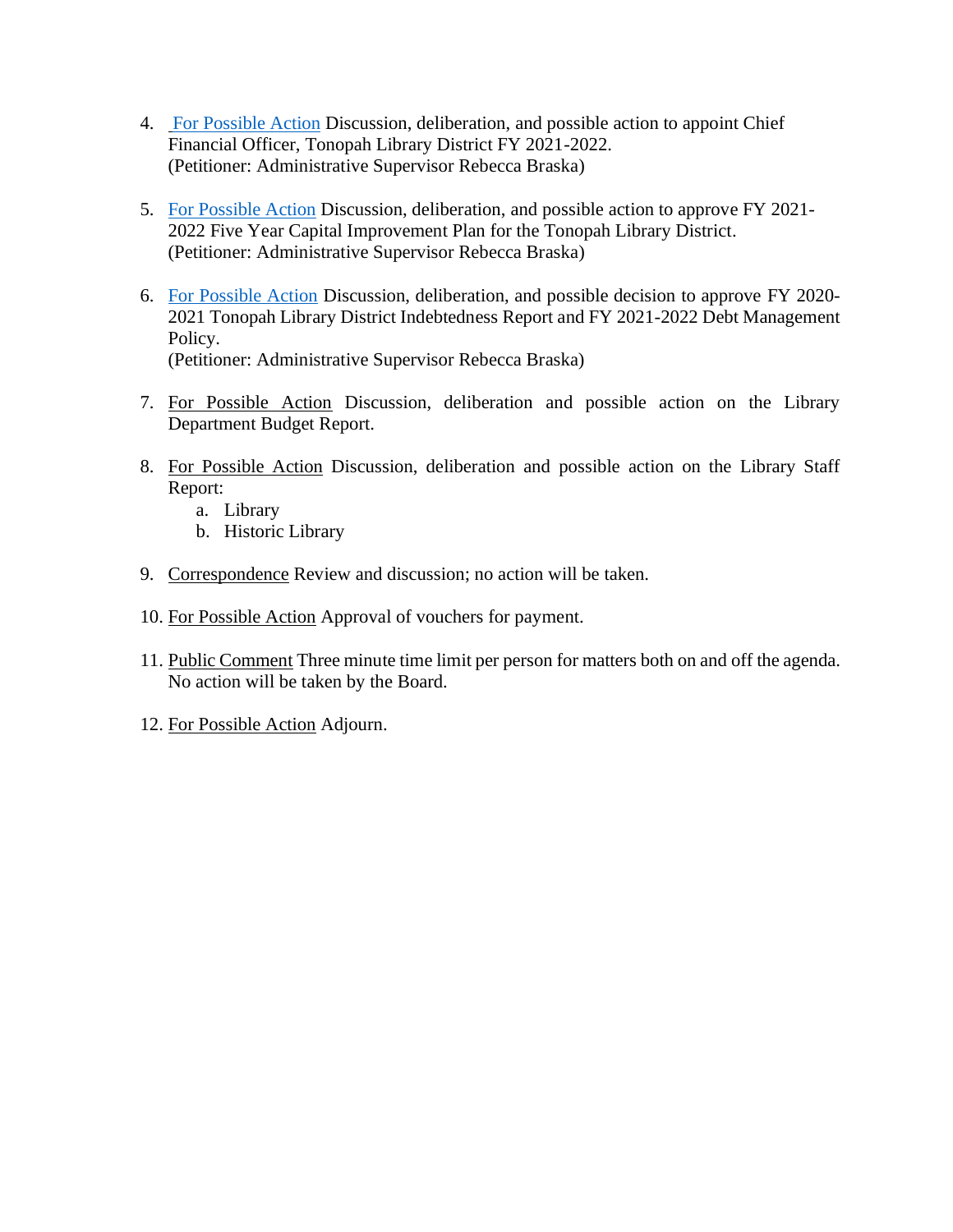4. For Possible Action Discussion, deliberation, and possible action to appoint Chief Financial Officer, Tonopah Library District FY 2021-2022.
   (Petitioner: Administrative Supervisor Rebecca Braska)

5. For Possible Action Discussion, deliberation, and possible action to approve FY 2021-2022 Five Year Capital Improvement Plan for the Tonopah Library District.
   (Petitioner: Administrative Supervisor Rebecca Braska)

6. For Possible Action Discussion, deliberation, and possible decision to approve FY 2020-2021 Tonopah Library District Indebtedness Report and FY 2021-2022 Debt Management Policy.
   (Petitioner: Administrative Supervisor Rebecca Braska)

7. For Possible Action Discussion, deliberation and possible action on the Library Department Budget Report.

8. For Possible Action Discussion, deliberation and possible action on the Library Staff Report:
   a. Library
   b. Historic Library

9. Correspondence Review and discussion; no action will be taken.

10. For Possible Action Approval of vouchers for payment.

11. Public Comment Three minute time limit per person for matters both on and off the agenda. No action will be taken by the Board.

12. For Possible Action Adjourn.